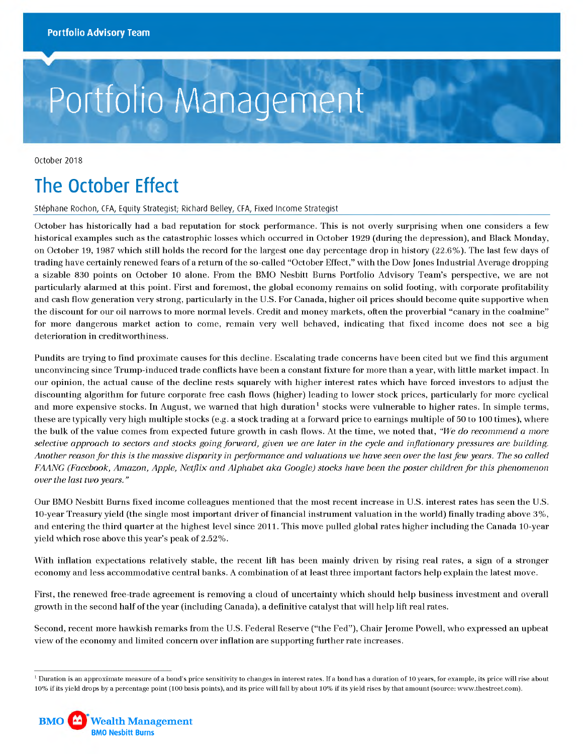Portfolio Advisory Team

# Portfolio Management

October 2018

## The October Effect

Stéphane Rochon, CFA, Equity Strategist; Richard Belley, CFA, Fixed Income Strategist

October has historically had a bad reputation for stock performance. This is not overly surprising when one considers a few historical examples such as the catastrophic losses which occurred in October 1929 (during the depression), and Black Monday, on October 19, 1987 which still holds the record for the largest one day percentage drop in history (22.6%). The last few days of trading have certainly renewed fears of a return of the so-called "October Effect," with the Dow Jones Industrial Average dropping a sizable 830 points on October 10 alone. From the BMO Nesbitt Burns Portfolio Advisory Team's perspective, we are not particularly alarmed at this point. First and foremost, the global economy remains on solid footing, with corporate profitability and cash flow generation very strong, particularly in the U.S. For Canada, higher oil prices should become quite supportive when the discount for our oil narrows to more normal levels. Credit and money markets, often the proverbial "canary in the coalmine" for more dangerous market action to come, remain very well behaved, indicating that fixed income does not see a big deterioration in creditworthiness.

Pundits are trying to find proximate causes for this decline. Escalating trade concerns have been cited but we find this argument unconvincing since Trump-induced trade conflicts have been a constant fixture for more than a year, with little market impact. In our opinion, the actual cause of the decline rests squarely with higher interest rates which have forced investors to adjust the discounting algorithm for future corporate free cash flows (higher) leading to lower stock prices, particularly for more cyclical and more expensive stocks. In August, we warned that high duration[1] stocks were vulnerable to higher rates. In simple terms, these are typically very high multiple stocks (e.g. a stock trading at a forward price to earnings multiple of 50 to 100 times), where the bulk of the value comes from expected future growth in cash flows. At the time, we noted that, *"We do recommend a more selective approach to sectors and stocks going forward, given we are later in the cycle and inflationary pressures are building. Another reason for this is the massive disparity in performance and valuations we have seen over the last few years. The so called FAANG (Facebook, Amazon, Apple, Netflix and Alphabet aka Google) stocks have been the poster children for this phenomenon over the last two years."*

Our BMO Nesbitt Burns fixed income colleagues mentioned that the most recent increase in U.S. interest rates has seen the U.S. 10-year Treasury yield (the single most important driver of financial instrument valuation in the world) finally trading above 3%, and entering the third quarter at the highest level since 2011. This move pulled global rates higher including the Canada 10-year yield which rose above this year's peak of 2.52%.

With inflation expectations relatively stable, the recent lift has been mainly driven by rising real rates, a sign of a stronger economy and less accommodative central banks. A combination of at least three important factors help explain the latest move.

First, the renewed free-trade agreement is removing a cloud of uncertainty which should help business investment and overall growth in the second half of the year (including Canada), a definitive catalyst that will help lift real rates.

Second, recent more hawkish remarks from the U.S. Federal Reserve ("the Fed"), Chair Jerome Powell, who expressed an upbeat view of the economy and limited concern over inflation are supporting further rate increases.

[1] Duration is an approximate measure of a bond's price sensitivity to changes in interest rates. If a bond has a duration of 10 years, for example, its price will rise about 10% if its yield drops by a percentage point (100 basis points), and its price will fall by about 10% if its yield rises by that amount (source: www.thestreet.com).

BMO Wealth Management
BMO Nesbitt Burns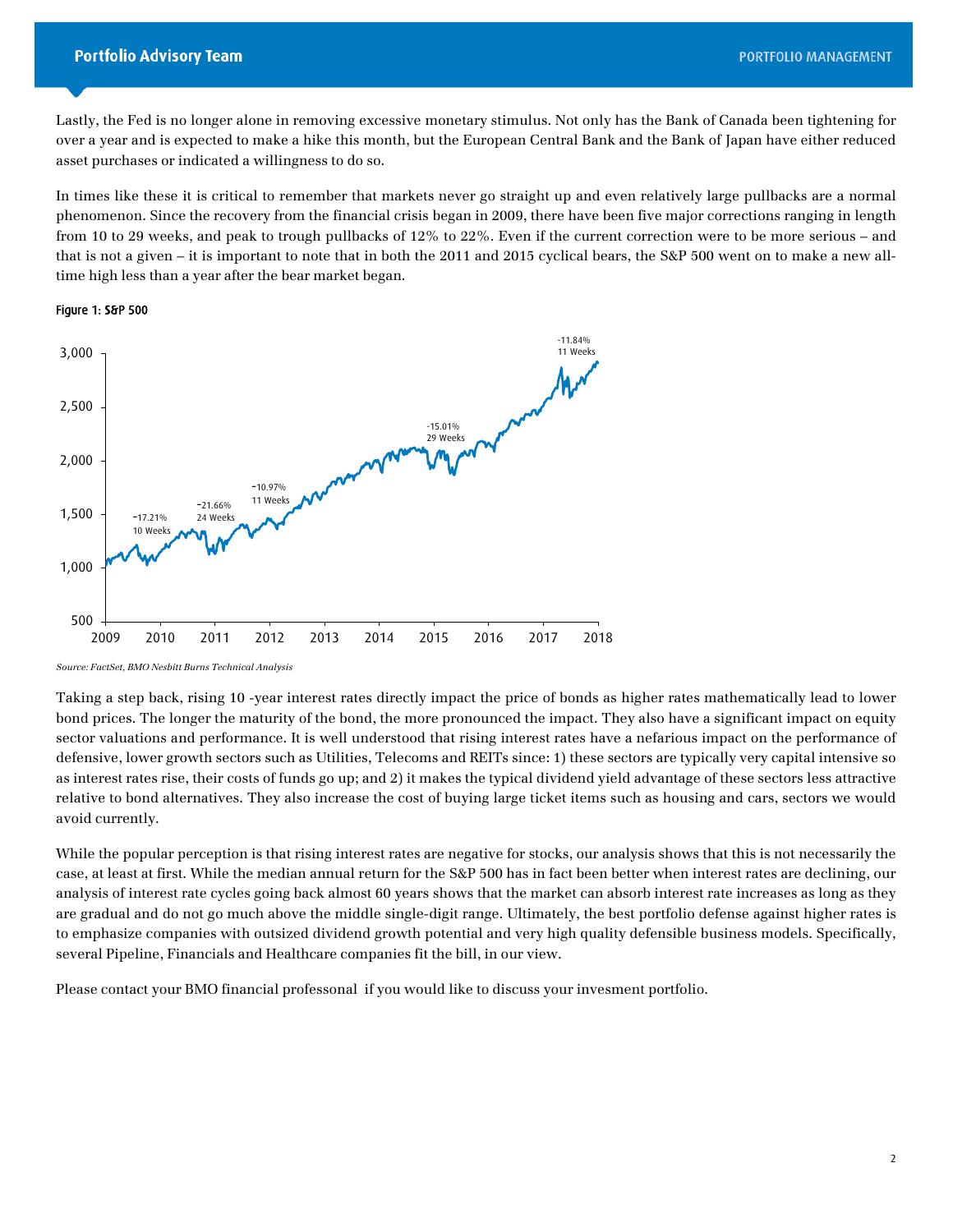Lastly, the Fed is no longer alone in removing excessive monetary stimulus. Not only has the Bank of Canada been tightening for over a year and is expected to make a hike this month, but the European Central Bank and the Bank of Japan have either reduced asset purchases or indicated a willingness to do so.

In times like these it is critical to remember that markets never go straight up and even relatively large pullbacks are a normal phenomenon. Since the recovery from the financial crisis began in 2009, there have been five major corrections ranging in length from 10 to 29 weeks, and peak to trough pullbacks of 12% to 22%. Even if the current correction were to be more serious – and that is not a given – it is important to note that in both the 2011 and 2015 cyclical bears, the S&P 500 went on to make a new all-time high less than a year after the bear market began.

Figure 1: S&P 500

*Source: FactSet, BMO Nesbitt Burns Technical Analysis*

Taking a step back, rising 10 -year interest rates directly impact the price of bonds as higher rates mathematically lead to lower bond prices. The longer the maturity of the bond, the more pronounced the impact. They also have a significant impact on equity sector valuations and performance. It is well understood that rising interest rates have a nefarious impact on the performance of defensive, lower growth sectors such as Utilities, Telecoms and REITs since: 1) these sectors are typically very capital intensive so as interest rates rise, their costs of funds go up; and 2) it makes the typical dividend yield advantage of these sectors less attractive relative to bond alternatives. They also increase the cost of buying large ticket items such as housing and cars, sectors we would avoid currently.

While the popular perception is that rising interest rates are negative for stocks, our analysis shows that this is not necessarily the case, at least at first. While the median annual return for the S&P 500 has in fact been better when interest rates are declining, our analysis of interest rate cycles going back almost 60 years shows that the market can absorb interest rate increases as long as they are gradual and do not go much above the middle single-digit range. Ultimately, the best portfolio defense against higher rates is to emphasize companies with outsized dividend growth potential and very high quality defensible business models. Specifically, several Pipeline, Financials and Healthcare companies fit the bill, in our view.

Please contact your BMO financial professonal if you would like to discuss your invesment portfolio.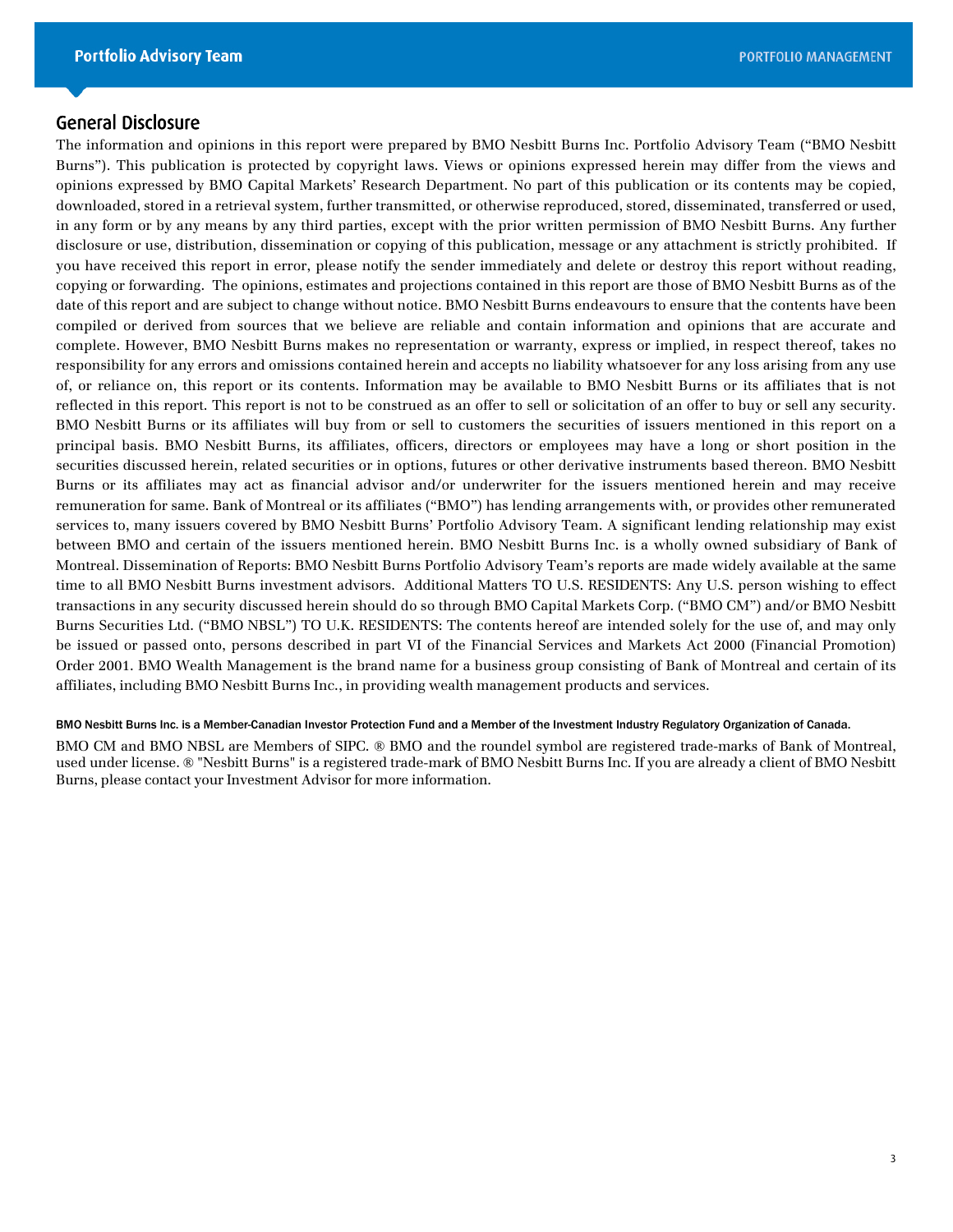## General Disclosure

The information and opinions in this report were prepared by BMO Nesbitt Burns Inc. Portfolio Advisory Team ("BMO Nesbitt Burns"). This publication is protected by copyright laws. Views or opinions expressed herein may differ from the views and opinions expressed by BMO Capital Markets' Research Department. No part of this publication or its contents may be copied, downloaded, stored in a retrieval system, further transmitted, or otherwise reproduced, stored, disseminated, transferred or used, in any form or by any means by any third parties, except with the prior written permission of BMO Nesbitt Burns. Any further disclosure or use, distribution, dissemination or copying of this publication, message or any attachment is strictly prohibited. If you have received this report in error, please notify the sender immediately and delete or destroy this report without reading, copying or forwarding. The opinions, estimates and projections contained in this report are those of BMO Nesbitt Burns as of the date of this report and are subject to change without notice. BMO Nesbitt Burns endeavours to ensure that the contents have been compiled or derived from sources that we believe are reliable and contain information and opinions that are accurate and complete. However, BMO Nesbitt Burns makes no representation or warranty, express or implied, in respect thereof, takes no responsibility for any errors and omissions contained herein and accepts no liability whatsoever for any loss arising from any use of, or reliance on, this report or its contents. Information may be available to BMO Nesbitt Burns or its affiliates that is not reflected in this report. This report is not to be construed as an offer to sell or solicitation of an offer to buy or sell any security. BMO Nesbitt Burns or its affiliates will buy from or sell to customers the securities of issuers mentioned in this report on a principal basis. BMO Nesbitt Burns, its affiliates, officers, directors or employees may have a long or short position in the securities discussed herein, related securities or in options, futures or other derivative instruments based thereon. BMO Nesbitt Burns or its affiliates may act as financial advisor and/or underwriter for the issuers mentioned herein and may receive remuneration for same. Bank of Montreal or its affiliates ("BMO") has lending arrangements with, or provides other remunerated services to, many issuers covered by BMO Nesbitt Burns' Portfolio Advisory Team. A significant lending relationship may exist between BMO and certain of the issuers mentioned herein. BMO Nesbitt Burns Inc. is a wholly owned subsidiary of Bank of Montreal. Dissemination of Reports: BMO Nesbitt Burns Portfolio Advisory Team's reports are made widely available at the same time to all BMO Nesbitt Burns investment advisors. Additional Matters TO U.S. RESIDENTS: Any U.S. person wishing to effect transactions in any security discussed herein should do so through BMO Capital Markets Corp. ("BMO CM") and/or BMO Nesbitt Burns Securities Ltd. ("BMO NBSL") TO U.K. RESIDENTS: The contents hereof are intended solely for the use of, and may only be issued or passed onto, persons described in part VI of the Financial Services and Markets Act 2000 (Financial Promotion) Order 2001. BMO Wealth Management is the brand name for a business group consisting of Bank of Montreal and certain of its affiliates, including BMO Nesbitt Burns Inc., in providing wealth management products and services.

BMO Nesbitt Burns Inc. is a Member-Canadian Investor Protection Fund and a Member of the Investment Industry Regulatory Organization of Canada.

BMO CM and BMO NBSL are Members of SIPC. ® BMO and the roundel symbol are registered trade-marks of Bank of Montreal, used under license. ® "Nesbitt Burns" is a registered trade-mark of BMO Nesbitt Burns Inc. If you are already a client of BMO Nesbitt Burns, please contact your Investment Advisor for more information.